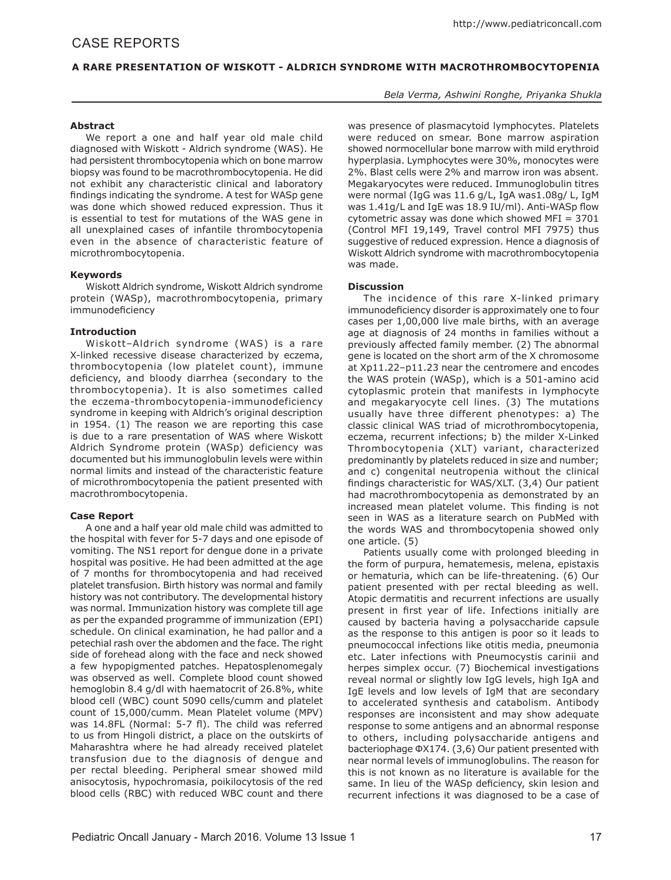# CASE REPORTS

## A RARE PRESENTATION OF WISKOTT - ALDRICH SYNDROME WITH MACROTHROMBOCYTOPENIA

*Bela Verma, Ashwini Ronghe, Priyanka Shukla*

### Abstract

We report a one and half year old male child diagnosed with Wiskott - Aldrich syndrome (WAS). He had persistent thrombocytopenia which on bone marrow biopsy was found to be macrothrombocytopenia. He did not exhibit any characteristic clinical and laboratory findings indicating the syndrome. A test for WASp gene was done which showed reduced expression. Thus it is essential to test for mutations of the WAS gene in all unexplained cases of infantile thrombocytopenia even in the absence of characteristic feature of microthrombocytopenia.

### Keywords

Wiskott Aldrich syndrome, Wiskott Aldrich syndrome protein (WASp), macrothrombocytopenia, primary immunodeficiency

### Introduction

Wiskott–Aldrich syndrome (WAS) is a rare X-linked recessive disease characterized by eczema, thrombocytopenia (low platelet count), immune deficiency, and bloody diarrhea (secondary to the thrombocytopenia). It is also sometimes called the eczema-thrombocytopenia-immunodeficiency syndrome in keeping with Aldrich's original description in 1954. (1) The reason we are reporting this case is due to a rare presentation of WAS where Wiskott Aldrich Syndrome protein (WASp) deficiency was documented but his immunoglobulin levels were within normal limits and instead of the characteristic feature of microthrombocytopenia the patient presented with macrothrombocytopenia.

### Case Report

A one and a half year old male child was admitted to the hospital with fever for 5-7 days and one episode of vomiting. The NS1 report for dengue done in a private hospital was positive. He had been admitted at the age of 7 months for thrombocytopenia and had received platelet transfusion. Birth history was normal and family history was not contributory. The developmental history was normal. Immunization history was complete till age as per the expanded programme of immunization (EPI) schedule. On clinical examination, he had pallor and a petechial rash over the abdomen and the face. The right side of forehead along with the face and neck showed a few hypopigmented patches. Hepatosplenomegaly was observed as well. Complete blood count showed hemoglobin 8.4 g/dl with haematocrit of 26.8%, white blood cell (WBC) count 5090 cells/cumm and platelet count of 15,000/cumm. Mean Platelet volume (MPV) was 14.8FL (Normal: 5-7 fl). The child was referred to us from Hingoli district, a place on the outskirts of Maharashtra where he had already received platelet transfusion due to the diagnosis of dengue and per rectal bleeding. Peripheral smear showed mild anisocytosis, hypochromasia, poikilocytosis of the red blood cells (RBC) with reduced WBC count and there was presence of plasmacytoid lymphocytes. Platelets were reduced on smear. Bone marrow aspiration showed normocellular bone marrow with mild erythroid hyperplasia. Lymphocytes were 30%, monocytes were 2%. Blast cells were 2% and marrow iron was absent. Megakaryocytes were reduced. Immunoglobulin titres were normal (IgG was 11.6 g/L, IgA was1.08g/ L, IgM was 1.41g/L and IgE was 18.9 IU/ml). Anti-WASp flow cytometric assay was done which showed MFI = 3701 (Control MFI 19,149, Travel control MFI 7975) thus suggestive of reduced expression. Hence a diagnosis of Wiskott Aldrich syndrome with macrothrombocytopenia was made.

### Discussion

The incidence of this rare X-linked primary immunodeficiency disorder is approximately one to four cases per 1,00,000 live male births, with an average age at diagnosis of 24 months in families without a previously affected family member. (2) The abnormal gene is located on the short arm of the X chromosome at Xp11.22–p11.23 near the centromere and encodes the WAS protein (WASp), which is a 501-amino acid cytoplasmic protein that manifests in lymphocyte and megakaryocyte cell lines. (3) The mutations usually have three different phenotypes: a) The classic clinical WAS triad of microthrombocytopenia, eczema, recurrent infections; b) the milder X-Linked Thrombocytopenia (XLT) variant, characterized predominantly by platelets reduced in size and number; and c) congenital neutropenia without the clinical findings characteristic for WAS/XLT. (3,4) Our patient had macrothrombocytopenia as demonstrated by an increased mean platelet volume. This finding is not seen in WAS as a literature search on PubMed with the words WAS and thrombocytopenia showed only one article. (5)

Patients usually come with prolonged bleeding in the form of purpura, hematemesis, melena, epistaxis or hematuria, which can be life-threatening. (6) Our patient presented with per rectal bleeding as well. Atopic dermatitis and recurrent infections are usually present in first year of life. Infections initially are caused by bacteria having a polysaccharide capsule as the response to this antigen is poor so it leads to pneumococcal infections like otitis media, pneumonia etc. Later infections with Pneumocystis carinii and herpes simplex occur. (7) Biochemical investigations reveal normal or slightly low IgG levels, high IgA and IgE levels and low levels of IgM that are secondary to accelerated synthesis and catabolism. Antibody responses are inconsistent and may show adequate response to some antigens and an abnormal response to others, including polysaccharide antigens and bacteriophage ΦX174. (3,6) Our patient presented with near normal levels of immunoglobulins. The reason for this is not known as no literature is available for the same. In lieu of the WASp deficiency, skin lesion and recurrent infections it was diagnosed to be a case of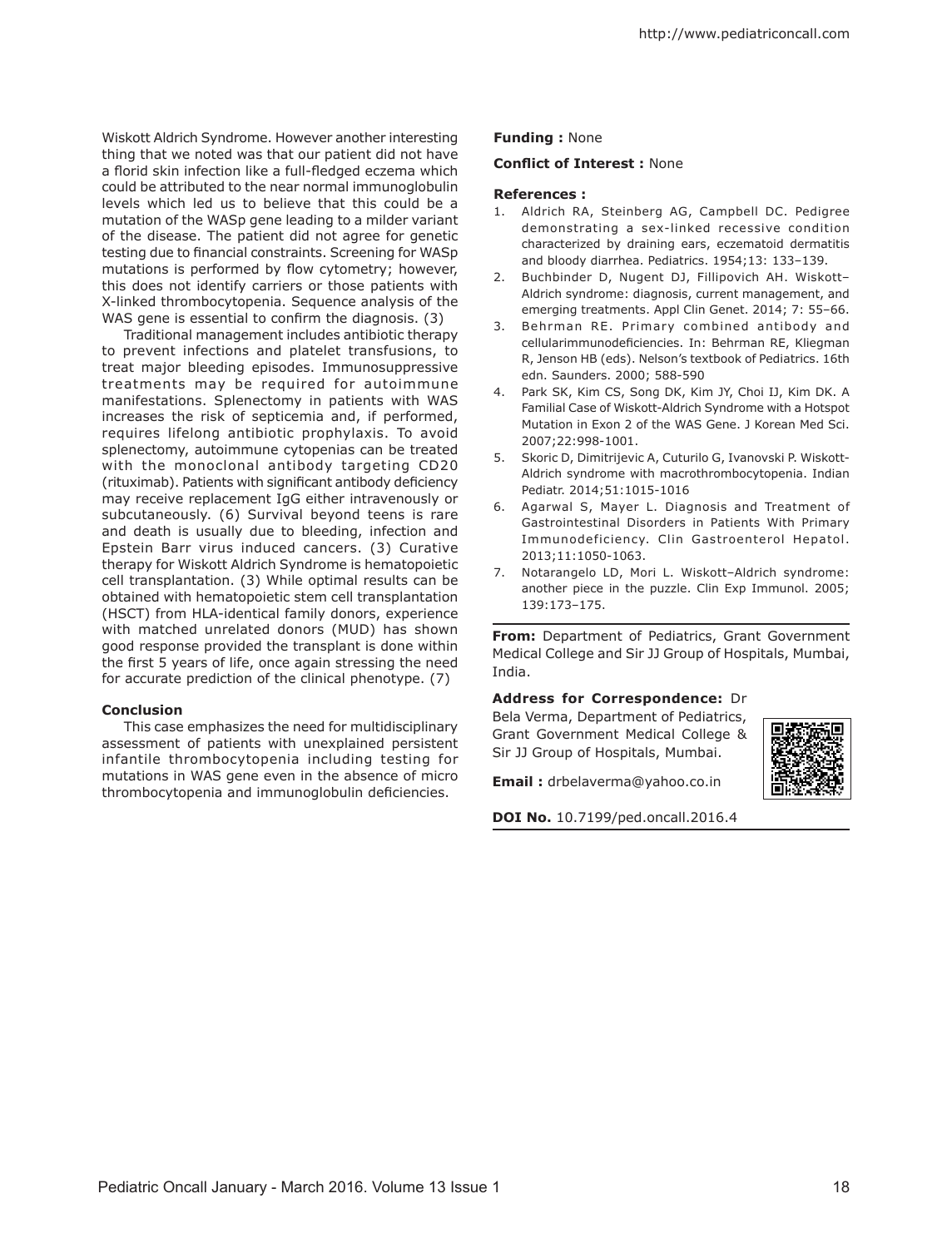Wiskott Aldrich Syndrome. However another interesting thing that we noted was that our patient did not have a florid skin infection like a full-fledged eczema which could be attributed to the near normal immunoglobulin levels which led us to believe that this could be a mutation of the WASp gene leading to a milder variant of the disease. The patient did not agree for genetic testing due to financial constraints. Screening for WASp mutations is performed by flow cytometry; however, this does not identify carriers or those patients with X-linked thrombocytopenia. Sequence analysis of the WAS gene is essential to confirm the diagnosis. (3)

Traditional management includes antibiotic therapy to prevent infections and platelet transfusions, to treat major bleeding episodes. Immunosuppressive treatments may be required for autoimmune manifestations. Splenectomy in patients with WAS increases the risk of septicemia and, if performed, requires lifelong antibiotic prophylaxis. To avoid splenectomy, autoimmune cytopenias can be treated with the monoclonal antibody targeting CD20 (rituximab). Patients with significant antibody deficiency may receive replacement IgG either intravenously or subcutaneously. (6) Survival beyond teens is rare and death is usually due to bleeding, infection and Epstein Barr virus induced cancers. (3) Curative therapy for Wiskott Aldrich Syndrome is hematopoietic cell transplantation. (3) While optimal results can be obtained with hematopoietic stem cell transplantation (HSCT) from HLA-identical family donors, experience with matched unrelated donors (MUD) has shown good response provided the transplant is done within the first 5 years of life, once again stressing the need for accurate prediction of the clinical phenotype. (7)

### Conclusion

This case emphasizes the need for multidisciplinary assessment of patients with unexplained persistent infantile thrombocytopenia including testing for mutations in WAS gene even in the absence of micro thrombocytopenia and immunoglobulin deficiencies.

**Funding :** None

**Conflict of Interest :** None

**References :**

1. Aldrich RA, Steinberg AG, Campbell DC. Pedigree demonstrating a sex-linked recessive condition characterized by draining ears, eczematoid dermatitis and bloody diarrhea. Pediatrics. 1954;13: 133–139.
2. Buchbinder D, Nugent DJ, Fillipovich AH. Wiskott–Aldrich syndrome: diagnosis, current management, and emerging treatments. Appl Clin Genet. 2014; 7: 55–66.
3. Behrman RE. Primary combined antibody and cellularimmunodeficiencies. In: Behrman RE, Kliegman R, Jenson HB (eds). Nelson's textbook of Pediatrics. 16th edn. Saunders. 2000; 588-590
4. Park SK, Kim CS, Song DK, Kim JY, Choi IJ, Kim DK. A Familial Case of Wiskott-Aldrich Syndrome with a Hotspot Mutation in Exon 2 of the WAS Gene. J Korean Med Sci. 2007;22:998-1001.
5. Skoric D, Dimitrijevic A, Cuturilo G, Ivanovski P. Wiskott-Aldrich syndrome with macrothrombocytopenia. Indian Pediatr. 2014;51:1015-1016
6. Agarwal S, Mayer L. Diagnosis and Treatment of Gastrointestinal Disorders in Patients With Primary Immunodeficiency. Clin Gastroenterol Hepatol. 2013;11:1050-1063.
7. Notarangelo LD, Mori L. Wiskott–Aldrich syndrome: another piece in the puzzle. Clin Exp Immunol. 2005; 139:173–175.

**From:** Department of Pediatrics, Grant Government Medical College and Sir JJ Group of Hospitals, Mumbai, India.

**Address for Correspondence:** Dr Bela Verma, Department of Pediatrics, Grant Government Medical College & Sir JJ Group of Hospitals, Mumbai.

**Email :** drbelaverma@yahoo.co.in

**DOI No.** 10.7199/ped.oncall.2016.4